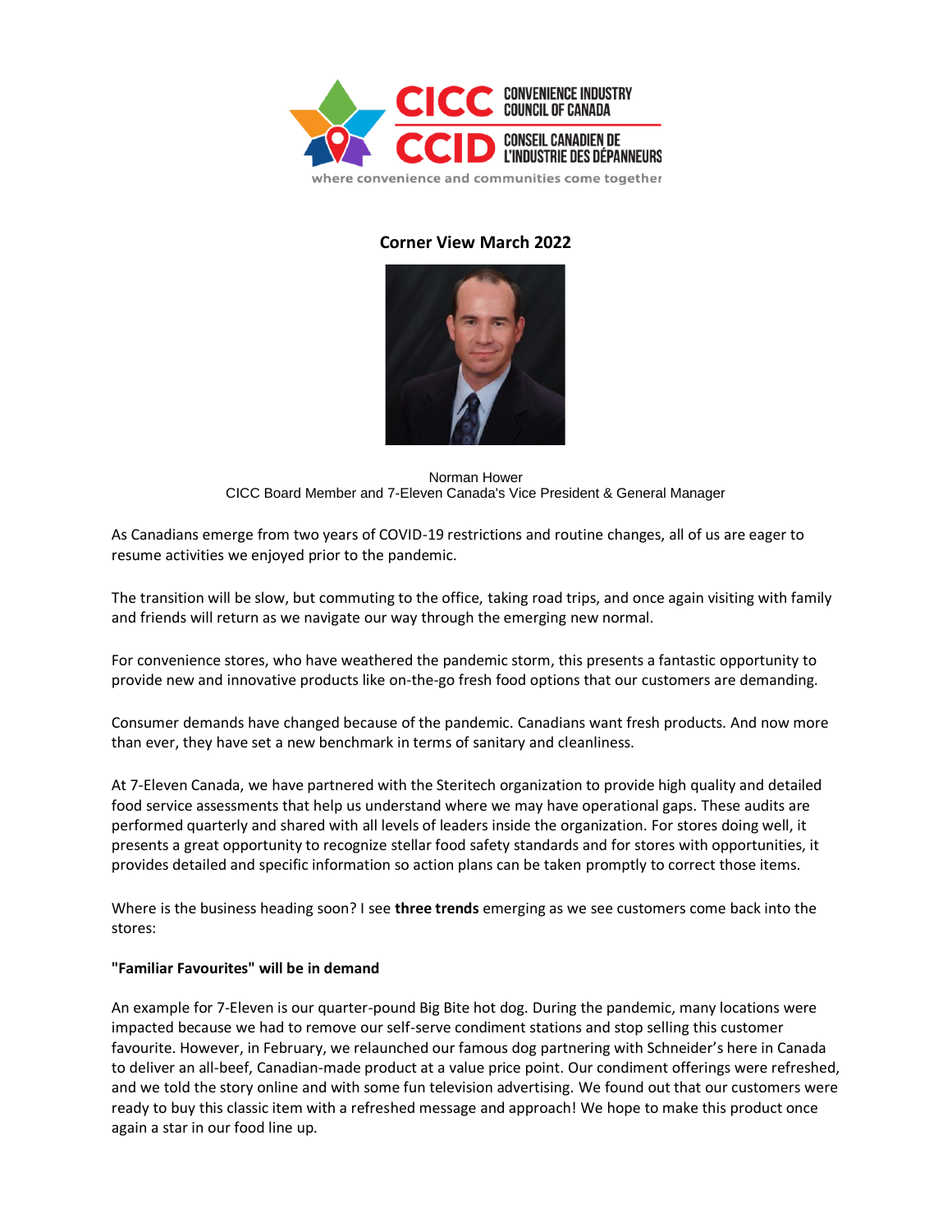CICC CONVENIENCE INDUSTRY COUNCIL OF CANADA

CCID CONSEIL CANADIEN DE L'INDUSTRIE DES DÉPANNEURS

where convenience and communities come together

# Corner View March 2022

Norman Hower
CICC Board Member and 7-Eleven Canada's Vice President & General Manager

As Canadians emerge from two years of COVID-19 restrictions and routine changes, all of us are eager to resume activities we enjoyed prior to the pandemic.

The transition will be slow, but commuting to the office, taking road trips, and once again visiting with family and friends will return as we navigate our way through the emerging new normal.

For convenience stores, who have weathered the pandemic storm, this presents a fantastic opportunity to provide new and innovative products like on-the-go fresh food options that our customers are demanding.

Consumer demands have changed because of the pandemic. Canadians want fresh products. And now more than ever, they have set a new benchmark in terms of sanitary and cleanliness.

At 7-Eleven Canada, we have partnered with the Steritech organization to provide high quality and detailed food service assessments that help us understand where we may have operational gaps. These audits are performed quarterly and shared with all levels of leaders inside the organization. For stores doing well, it presents a great opportunity to recognize stellar food safety standards and for stores with opportunities, it provides detailed and specific information so action plans can be taken promptly to correct those items.

Where is the business heading soon? I see **three trends** emerging as we see customers come back into the stores:

**"Familiar Favourites" will be in demand**

An example for 7-Eleven is our quarter-pound Big Bite hot dog. During the pandemic, many locations were impacted because we had to remove our self-serve condiment stations and stop selling this customer favourite. However, in February, we relaunched our famous dog partnering with Schneider's here in Canada to deliver an all-beef, Canadian-made product at a value price point. Our condiment offerings were refreshed, and we told the story online and with some fun television advertising. We found out that our customers were ready to buy this classic item with a refreshed message and approach! We hope to make this product once again a star in our food line up.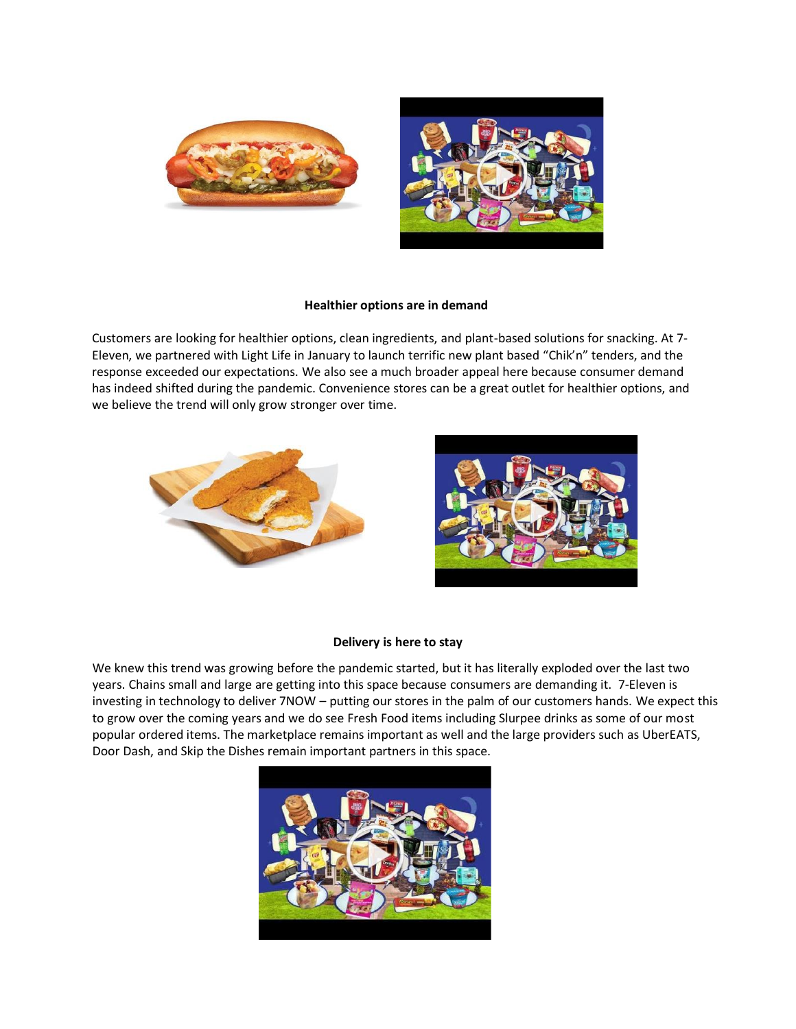**Healthier options are in demand**

Customers are looking for healthier options, clean ingredients, and plant-based solutions for snacking. At 7-Eleven, we partnered with Light Life in January to launch terrific new plant based "Chik'n" tenders, and the response exceeded our expectations. We also see a much broader appeal here because consumer demand has indeed shifted during the pandemic. Convenience stores can be a great outlet for healthier options, and we believe the trend will only grow stronger over time.

**Delivery is here to stay**

We knew this trend was growing before the pandemic started, but it has literally exploded over the last two years. Chains small and large are getting into this space because consumers are demanding it. 7-Eleven is investing in technology to deliver 7NOW – putting our stores in the palm of our customers hands. We expect this to grow over the coming years and we do see Fresh Food items including Slurpee drinks as some of our most popular ordered items. The marketplace remains important as well and the large providers such as UberEATS, Door Dash, and Skip the Dishes remain important partners in this space.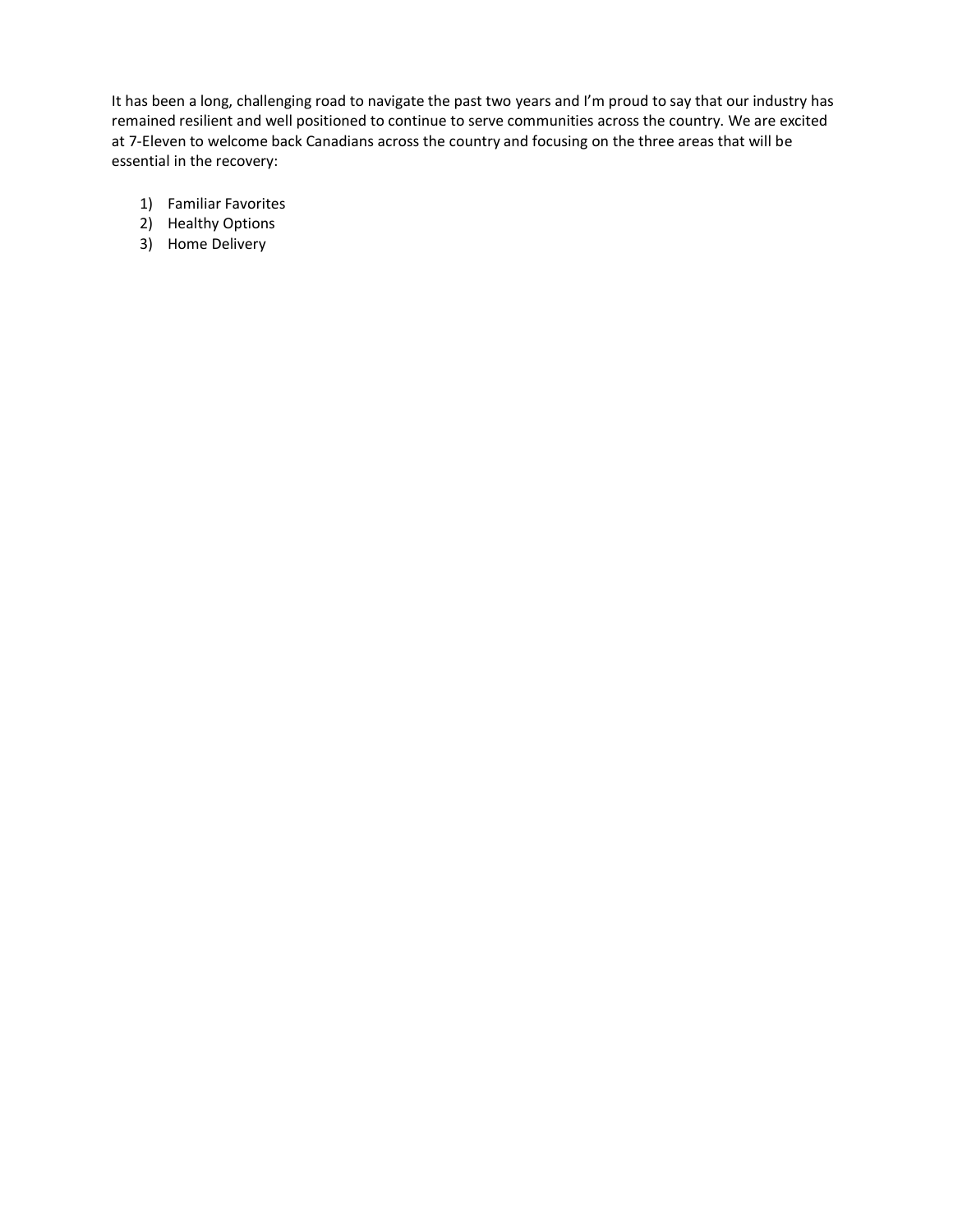It has been a long, challenging road to navigate the past two years and I'm proud to say that our industry has remained resilient and well positioned to continue to serve communities across the country. We are excited at 7-Eleven to welcome back Canadians across the country and focusing on the three areas that will be essential in the recovery:

1) Familiar Favorites
2) Healthy Options
3) Home Delivery